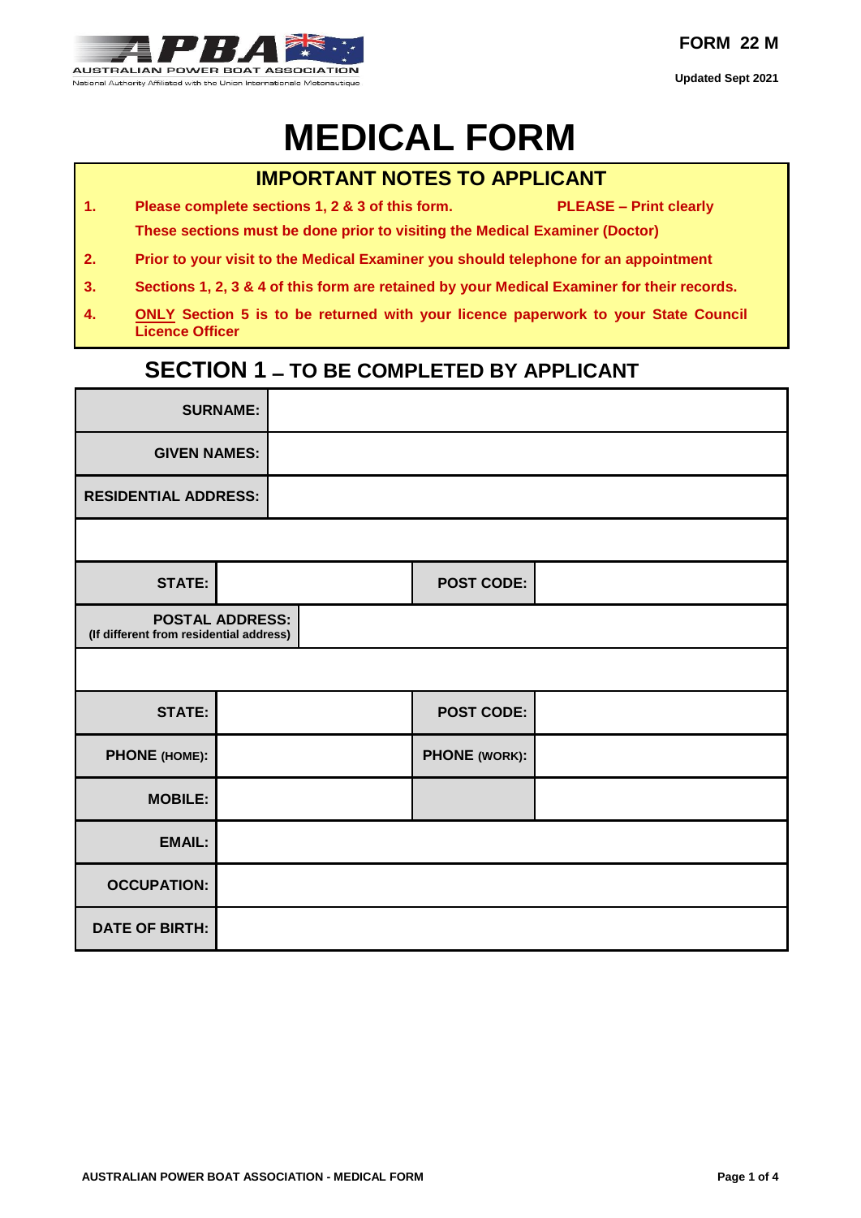AUSTRALIAN POWER BOAT ASSOCIATION
National Authority Affiliated with the Union Internationale Motonautique

**FORM 22 M**

**Updated Sept 2021**

# MEDICAL FORM

## IMPORTANT NOTES TO APPLICANT

1. **Please complete sections 1, 2 & 3 of this form.** **PLEASE – Print clearly**
   **These sections must be done prior to visiting the Medical Examiner (Doctor)**
2. **Prior to your visit to the Medical Examiner you should telephone for an appointment**
3. **Sections 1, 2, 3 & 4 of this form are retained by your Medical Examiner for their records.**
4. **ONLY Section 5 is to be returned with your licence paperwork to your State Council Licence Officer**

## SECTION 1 – TO BE COMPLETED BY APPLICANT

| | | | |
|---|---|---|---|
| **SURNAME:** | | | |
| **GIVEN NAMES:** | | | |
| **RESIDENTIAL ADDRESS:** | | | |
| | | | |
| **STATE:** | | **POST CODE:** | |
| **POSTAL ADDRESS:** (If different from residential address) | | | |
| | | | |
| **STATE:** | | **POST CODE:** | |
| **PHONE (HOME):** | | **PHONE (WORK):** | |
| **MOBILE:** | | | |
| **EMAIL:** | | | |
| **OCCUPATION:** | | | |
| **DATE OF BIRTH:** | | | |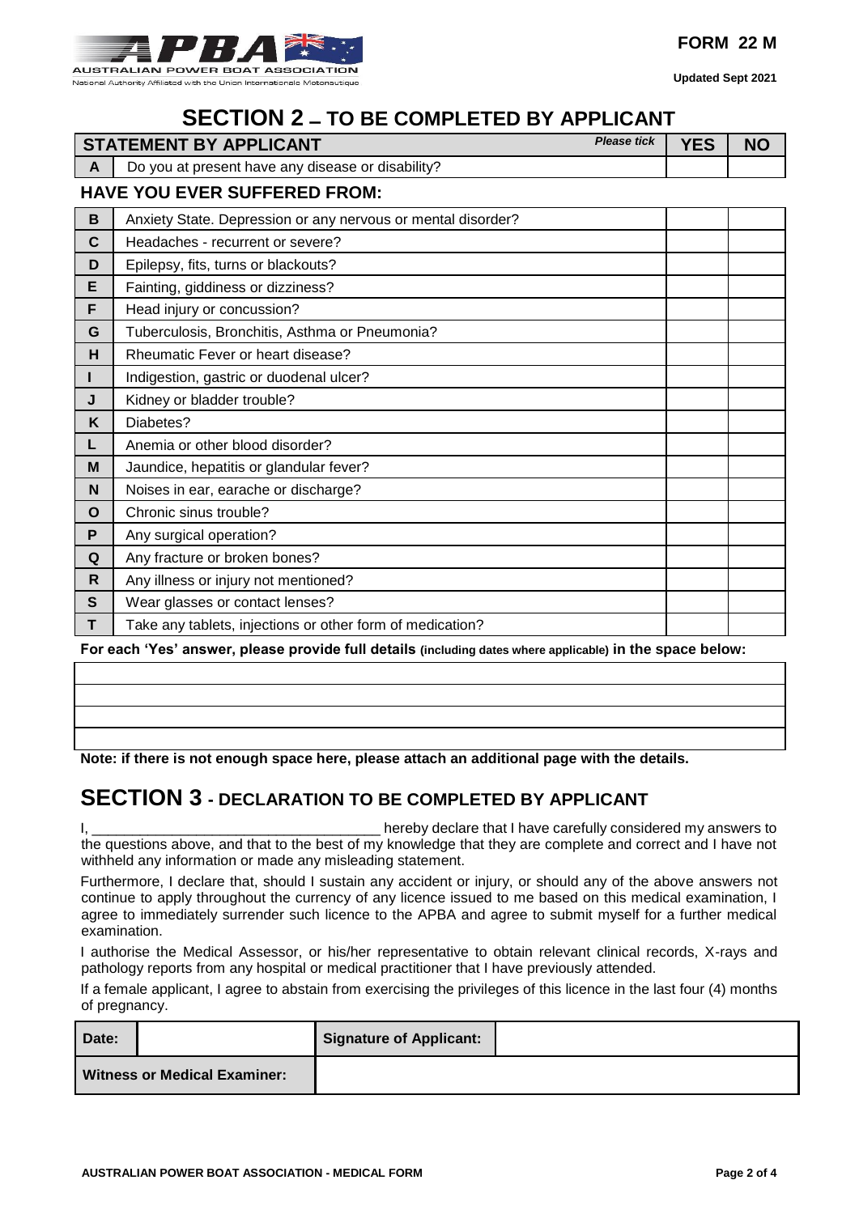FORM 22 M

Updated Sept 2021

# SECTION 2 – TO BE COMPLETED BY APPLICANT

| | STATEMENT BY APPLICANT *Please tick* | YES | NO |
|---|---|---|---|
| A | Do you at present have any disease or disability? | | |
| | **HAVE YOU EVER SUFFERED FROM:** | | |
| B | Anxiety State. Depression or any nervous or mental disorder? | | |
| C | Headaches - recurrent or severe? | | |
| D | Epilepsy, fits, turns or blackouts? | | |
| E | Fainting, giddiness or dizziness? | | |
| F | Head injury or concussion? | | |
| G | Tuberculosis, Bronchitis, Asthma or Pneumonia? | | |
| H | Rheumatic Fever or heart disease? | | |
| I | Indigestion, gastric or duodenal ulcer? | | |
| J | Kidney or bladder trouble? | | |
| K | Diabetes? | | |
| L | Anemia or other blood disorder? | | |
| M | Jaundice, hepatitis or glandular fever? | | |
| N | Noises in ear, earache or discharge? | | |
| O | Chronic sinus trouble? | | |
| P | Any surgical operation? | | |
| Q | Any fracture or broken bones? | | |
| R | Any illness or injury not mentioned? | | |
| S | Wear glasses or contact lenses? | | |
| T | Take any tablets, injections or other form of medication? | | |

**For each 'Yes' answer, please provide full details (including dates where applicable) in the space below:**

| |
|---|
| |
| |
| |
| |

**Note: if there is not enough space here, please attach an additional page with the details.**

# SECTION 3 - DECLARATION TO BE COMPLETED BY APPLICANT

I, ____________________________________ hereby declare that I have carefully considered my answers to the questions above, and that to the best of my knowledge that they are complete and correct and I have not withheld any information or made any misleading statement.

Furthermore, I declare that, should I sustain any accident or injury, or should any of the above answers not continue to apply throughout the currency of any licence issued to me based on this medical examination, I agree to immediately surrender such licence to the APBA and agree to submit myself for a further medical examination.

I authorise the Medical Assessor, or his/her representative to obtain relevant clinical records, X-rays and pathology reports from any hospital or medical practitioner that I have previously attended.

If a female applicant, I agree to abstain from exercising the privileges of this licence in the last four (4) months of pregnancy.

| **Date:** | | **Signature of Applicant:** | |
|---|---|---|---|
| **Witness or Medical Examiner:** | | | |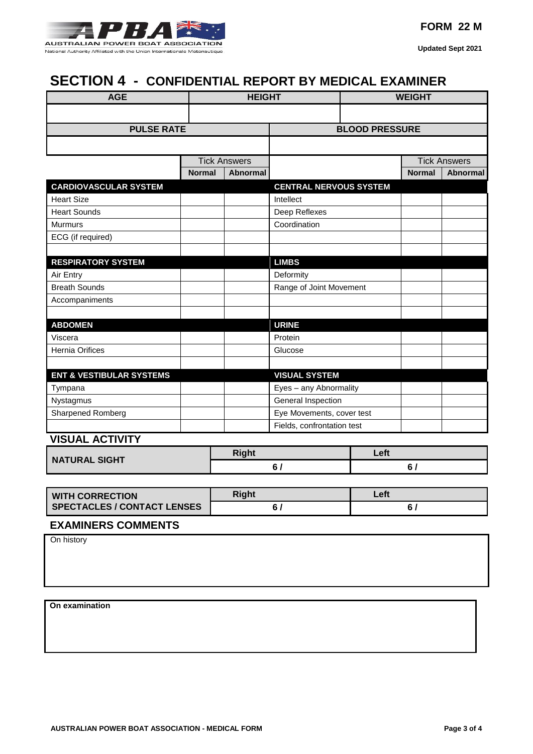FORM 22 M

Updated Sept 2021

# SECTION 4 - CONFIDENTIAL REPORT BY MEDICAL EXAMINER

| AGE | HEIGHT | WEIGHT |
|---|---|---|
| | | |

| PULSE RATE | BLOOD PRESSURE |
|---|---|
| | |

| | Tick Answers | | | Tick Answers | |
|---|---|---|---|---|---|
| | **Normal** | **Abnormal** | | **Normal** | **Abnormal** |
| **CARDIOVASCULAR SYSTEM** | | | **CENTRAL NERVOUS SYSTEM** | | |
| Heart Size | | | Intellect | | |
| Heart Sounds | | | Deep Reflexes | | |
| Murmurs | | | Coordination | | |
| ECG (if required) | | | | | |
| | | | | | |
| **RESPIRATORY SYSTEM** | | | **LIMBS** | | |
| Air Entry | | | Deformity | | |
| Breath Sounds | | | Range of Joint Movement | | |
| Accompaniments | | | | | |
| | | | | | |
| **ABDOMEN** | | | **URINE** | | |
| Viscera | | | Protein | | |
| Hernia Orifices | | | Glucose | | |
| | | | | | |
| **ENT & VESTIBULAR SYSTEMS** | | | **VISUAL SYSTEM** | | |
| Tympana | | | Eyes – any Abnormality | | |
| Nystagmus | | | General Inspection | | |
| Sharpened Romberg | | | Eye Movements, cover test | | |
| | | | Fields, confrontation test | | |

## VISUAL ACTIVITY

| NATURAL SIGHT | Right | Left |
|---|---|---|
| | 6 / | 6 / |

| WITH CORRECTION SPECTACLES / CONTACT LENSES | Right | Left |
|---|---|---|
| | 6 / | 6 / |

## EXAMINERS COMMENTS

On history

**On examination**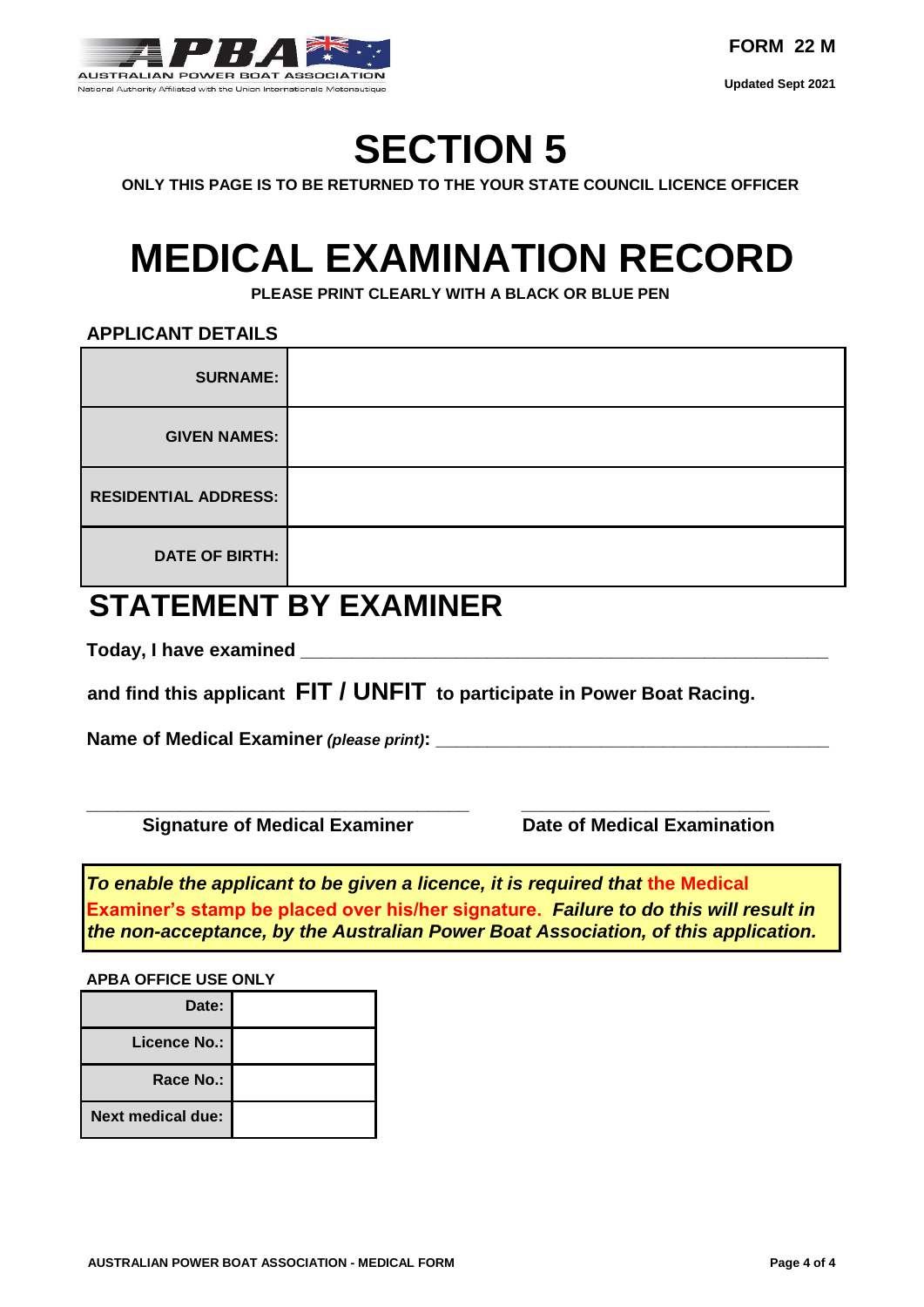AUSTRALIAN POWER BOAT ASSOCIATION
National Authority Affiliated with the Union Internationale Motonautique

**FORM 22 M**

**Updated Sept 2021**

# SECTION 5

**ONLY THIS PAGE IS TO BE RETURNED TO THE YOUR STATE COUNCIL LICENCE OFFICER**

# MEDICAL EXAMINATION RECORD

**PLEASE PRINT CLEARLY WITH A BLACK OR BLUE PEN**

## APPLICANT DETAILS

| | |
|---|---|
| **SURNAME:** | |
| **GIVEN NAMES:** | |
| **RESIDENTIAL ADDRESS:** | |
| **DATE OF BIRTH:** | |

## STATEMENT BY EXAMINER

**Today, I have examined** ______________________________________________________

**and find this applicant FIT / UNFIT to participate in Power Boat Racing.**

**Name of Medical Examiner** ***(please print)*****:** ________________________________________

________________________________________ ___________________________

**Signature of Medical Examiner** **Date of Medical Examination**

***To enable the applicant to be given a licence, it is required that* the Medical Examiner's stamp be placed over his/her signature. *Failure to do this will result in the non-acceptance, by the Australian Power Boat Association, of this application.***

**APBA OFFICE USE ONLY**

| | |
|---|---|
| **Date:** | |
| **Licence No.:** | |
| **Race No.:** | |
| **Next medical due:** | |

**AUSTRALIAN POWER BOAT ASSOCIATION - MEDICAL FORM**